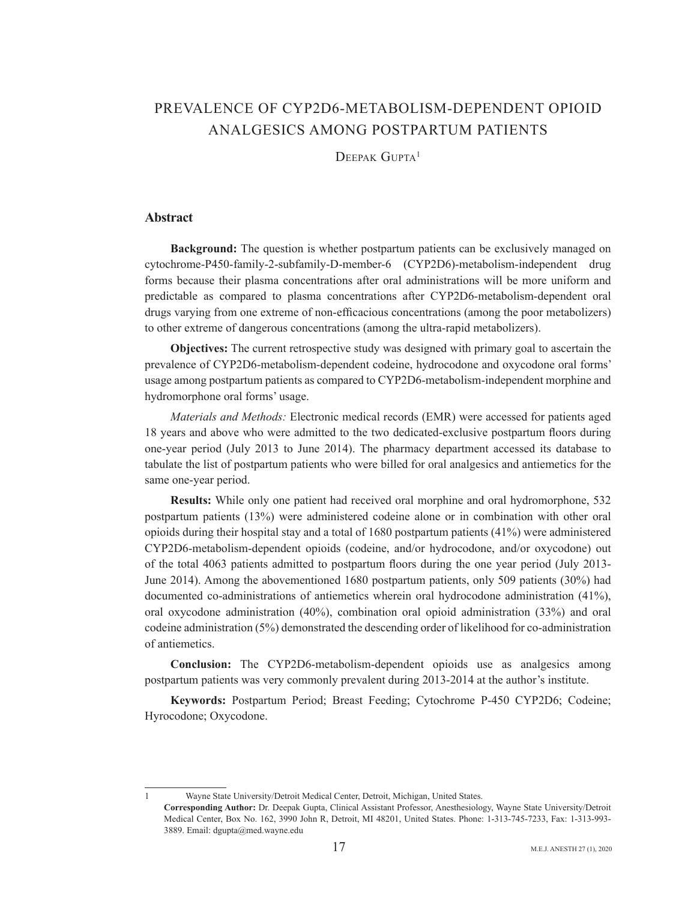# PREVALENCE OF CYP2D6-METABOLISM-DEPENDENT OPIOID ANALGESICS AMONG POSTPARTUM PATIENTS

Deepak Gupta[1]

## Abstract

**Background:** The question is whether postpartum patients can be exclusively managed on cytochrome-P450-family-2-subfamily-D-member-6 (CYP2D6)-metabolism-independent drug forms because their plasma concentrations after oral administrations will be more uniform and predictable as compared to plasma concentrations after CYP2D6-metabolism-dependent oral drugs varying from one extreme of non-efficacious concentrations (among the poor metabolizers) to other extreme of dangerous concentrations (among the ultra-rapid metabolizers).

**Objectives:** The current retrospective study was designed with primary goal to ascertain the prevalence of CYP2D6-metabolism-dependent codeine, hydrocodone and oxycodone oral forms' usage among postpartum patients as compared to CYP2D6-metabolism-independent morphine and hydromorphone oral forms' usage.

*Materials and Methods:* Electronic medical records (EMR) were accessed for patients aged 18 years and above who were admitted to the two dedicated-exclusive postpartum floors during one-year period (July 2013 to June 2014). The pharmacy department accessed its database to tabulate the list of postpartum patients who were billed for oral analgesics and antiemetics for the same one-year period.

**Results:** While only one patient had received oral morphine and oral hydromorphone, 532 postpartum patients (13%) were administered codeine alone or in combination with other oral opioids during their hospital stay and a total of 1680 postpartum patients (41%) were administered CYP2D6-metabolism-dependent opioids (codeine, and/or hydrocodone, and/or oxycodone) out of the total 4063 patients admitted to postpartum floors during the one year period (July 2013-June 2014). Among the abovementioned 1680 postpartum patients, only 509 patients (30%) had documented co-administrations of antiemetics wherein oral hydrocodone administration (41%), oral oxycodone administration (40%), combination oral opioid administration (33%) and oral codeine administration (5%) demonstrated the descending order of likelihood for co-administration of antiemetics.

**Conclusion:** The CYP2D6-metabolism-dependent opioids use as analgesics among postpartum patients was very commonly prevalent during 2013-2014 at the author's institute.

**Keywords:** Postpartum Period; Breast Feeding; Cytochrome P-450 CYP2D6; Codeine; Hyrocodone; Oxycodone.

---

[1] Wayne State University/Detroit Medical Center, Detroit, Michigan, United States.

**Corresponding Author:** Dr. Deepak Gupta, Clinical Assistant Professor, Anesthesiology, Wayne State University/Detroit Medical Center, Box No. 162, 3990 John R, Detroit, MI 48201, United States. Phone: 1-313-745-7233, Fax: 1-313-993-3889. Email: dgupta@med.wayne.edu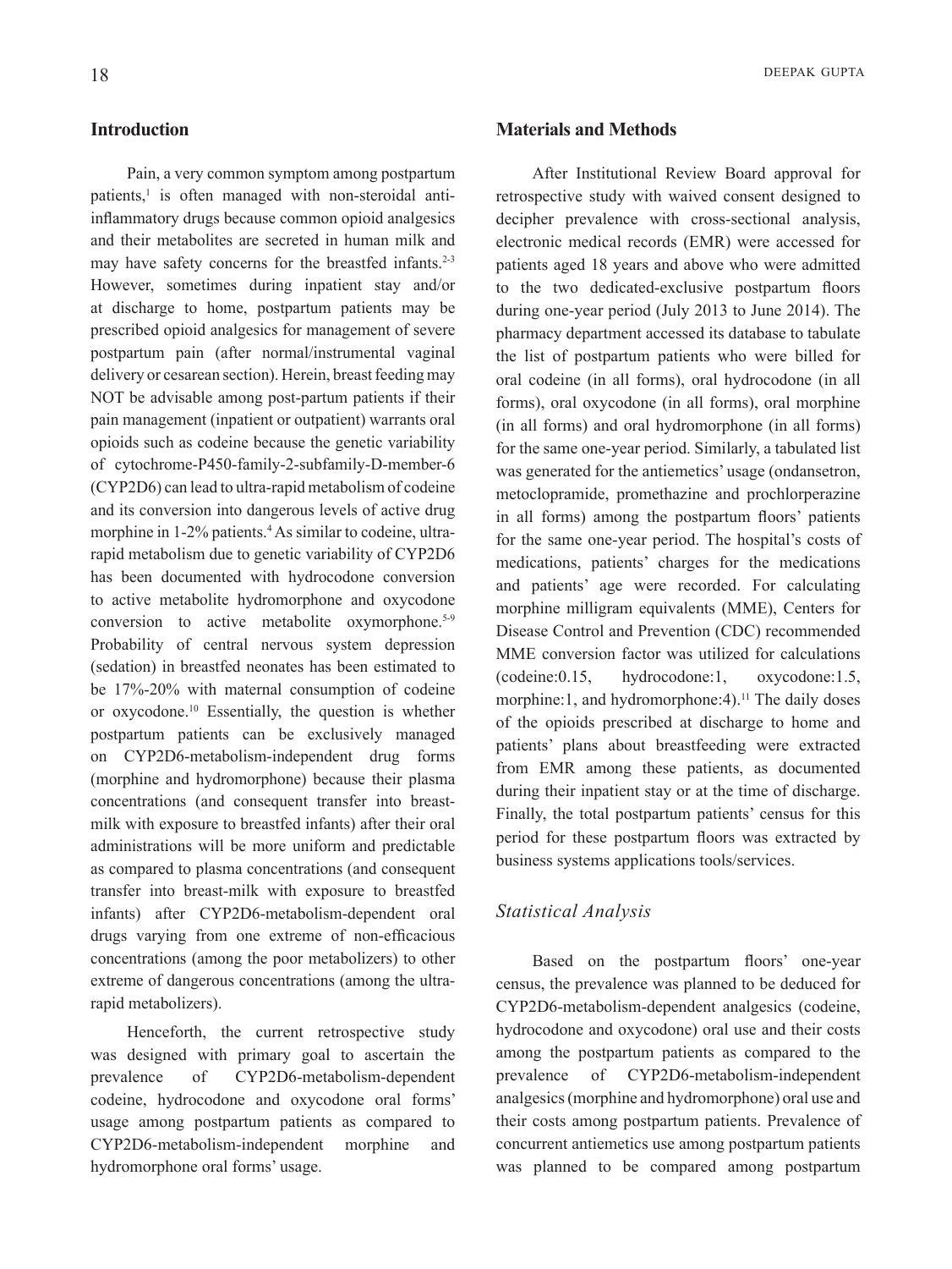## Introduction

Pain, a very common symptom among postpartum patients,[1] is often managed with non-steroidal anti-inflammatory drugs because common opioid analgesics and their metabolites are secreted in human milk and may have safety concerns for the breastfed infants.[2-3] However, sometimes during inpatient stay and/or at discharge to home, postpartum patients may be prescribed opioid analgesics for management of severe postpartum pain (after normal/instrumental vaginal delivery or cesarean section). Herein, breast feeding may NOT be advisable among post-partum patients if their pain management (inpatient or outpatient) warrants oral opioids such as codeine because the genetic variability of cytochrome-P450-family-2-subfamily-D-member-6 (CYP2D6) can lead to ultra-rapid metabolism of codeine and its conversion into dangerous levels of active drug morphine in 1-2% patients.[4] As similar to codeine, ultra-rapid metabolism due to genetic variability of CYP2D6 has been documented with hydrocodone conversion to active metabolite hydromorphone and oxycodone conversion to active metabolite oxymorphone.[5-9] Probability of central nervous system depression (sedation) in breastfed neonates has been estimated to be 17%-20% with maternal consumption of codeine or oxycodone.[10] Essentially, the question is whether postpartum patients can be exclusively managed on CYP2D6-metabolism-independent drug forms (morphine and hydromorphone) because their plasma concentrations (and consequent transfer into breast-milk with exposure to breastfed infants) after their oral administrations will be more uniform and predictable as compared to plasma concentrations (and consequent transfer into breast-milk with exposure to breastfed infants) after CYP2D6-metabolism-dependent oral drugs varying from one extreme of non-efficacious concentrations (among the poor metabolizers) to other extreme of dangerous concentrations (among the ultra-rapid metabolizers).

Henceforth, the current retrospective study was designed with primary goal to ascertain the prevalence of CYP2D6-metabolism-dependent codeine, hydrocodone and oxycodone oral forms' usage among postpartum patients as compared to CYP2D6-metabolism-independent morphine and hydromorphone oral forms' usage.

## Materials and Methods

After Institutional Review Board approval for retrospective study with waived consent designed to decipher prevalence with cross-sectional analysis, electronic medical records (EMR) were accessed for patients aged 18 years and above who were admitted to the two dedicated-exclusive postpartum floors during one-year period (July 2013 to June 2014). The pharmacy department accessed its database to tabulate the list of postpartum patients who were billed for oral codeine (in all forms), oral hydrocodone (in all forms), oral oxycodone (in all forms), oral morphine (in all forms) and oral hydromorphone (in all forms) for the same one-year period. Similarly, a tabulated list was generated for the antiemetics' usage (ondansetron, metoclopramide, promethazine and prochlorperazine in all forms) among the postpartum floors' patients for the same one-year period. The hospital's costs of medications, patients' charges for the medications and patients' age were recorded. For calculating morphine milligram equivalents (MME), Centers for Disease Control and Prevention (CDC) recommended MME conversion factor was utilized for calculations (codeine:0.15, hydrocodone:1, oxycodone:1.5, morphine:1, and hydromorphone:4).[11] The daily doses of the opioids prescribed at discharge to home and patients' plans about breastfeeding were extracted from EMR among these patients, as documented during their inpatient stay or at the time of discharge. Finally, the total postpartum patients' census for this period for these postpartum floors was extracted by business systems applications tools/services.

### *Statistical Analysis*

Based on the postpartum floors' one-year census, the prevalence was planned to be deduced for CYP2D6-metabolism-dependent analgesics (codeine, hydrocodone and oxycodone) oral use and their costs among the postpartum patients as compared to the prevalence of CYP2D6-metabolism-independent analgesics (morphine and hydromorphone) oral use and their costs among postpartum patients. Prevalence of concurrent antiemetics use among postpartum patients was planned to be compared among postpartum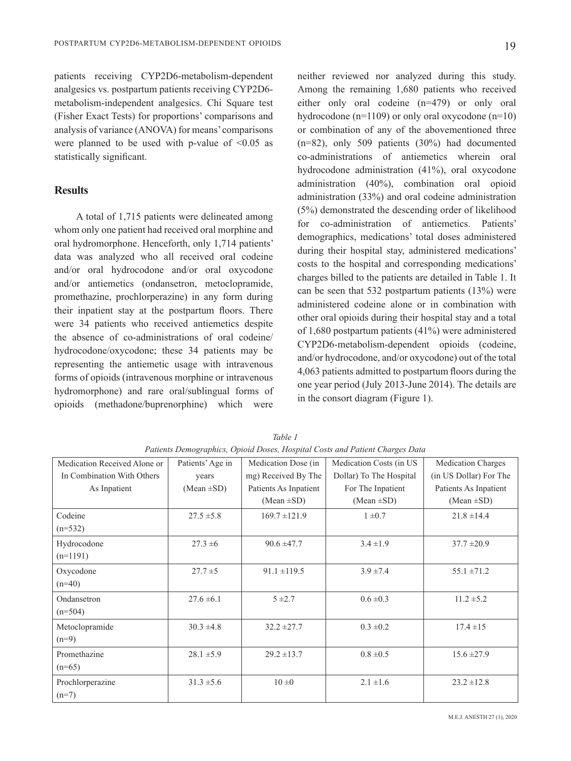patients receiving CYP2D6-metabolism-dependent analgesics vs. postpartum patients receiving CYP2D6-metabolism-independent analgesics. Chi Square test (Fisher Exact Tests) for proportions' comparisons and analysis of variance (ANOVA) for means' comparisons were planned to be used with p-value of <0.05 as statistically significant.

## Results

A total of 1,715 patients were delineated among whom only one patient had received oral morphine and oral hydromorphone. Henceforth, only 1,714 patients' data was analyzed who all received oral codeine and/or oral hydrocodone and/or oral oxycodone and/or antiemetics (ondansetron, metoclopramide, promethazine, prochlorperazine) in any form during their inpatient stay at the postpartum floors. There were 34 patients who received antiemetics despite the absence of co-administrations of oral codeine/hydrocodone/oxycodone; these 34 patients may be representing the antiemetic usage with intravenous forms of opioids (intravenous morphine or intravenous hydromorphone) and rare oral/sublingual forms of opioids (methadone/buprenorphine) which were neither reviewed nor analyzed during this study. Among the remaining 1,680 patients who received either only oral codeine (n=479) or only oral hydrocodone (n=1109) or only oral oxycodone (n=10) or combination of any of the abovementioned three (n=82), only 509 patients (30%) had documented co-administrations of antiemetics wherein oral hydrocodone administration (41%), oral oxycodone administration (40%), combination oral opioid administration (33%) and oral codeine administration (5%) demonstrated the descending order of likelihood for co-administration of antiemetics. Patients' demographics, medications' total doses administered during their hospital stay, administered medications' costs to the hospital and corresponding medications' charges billed to the patients are detailed in Table 1. It can be seen that 532 postpartum patients (13%) were administered codeine alone or in combination with other oral opioids during their hospital stay and a total of 1,680 postpartum patients (41%) were administered CYP2D6-metabolism-dependent opioids (codeine, and/or hydrocodone, and/or oxycodone) out of the total 4,063 patients admitted to postpartum floors during the one year period (July 2013-June 2014). The details are in the consort diagram (Figure 1).

*Table 1*
*Patients Demographics, Opioid Doses, Hospital Costs and Patient Charges Data*

| Medication Received Alone or In Combination With Others As Inpatient | Patients' Age in years (Mean ±SD) | Medication Dose (in mg) Received By The Patients As Inpatient (Mean ±SD) | Medication Costs (in US Dollar) To The Hospital For The Inpatient (Mean ±SD) | Medication Charges (in US Dollar) For The Patients As Inpatient (Mean ±SD) |
|---|---|---|---|---|
| Codeine (n=532) | 27.5 ±5.8 | 169.7 ±121.9 | 1 ±0.7 | 21.8 ±14.4 |
| Hydrocodone (n=1191) | 27.3 ±6 | 90.6 ±47.7 | 3.4 ±1.9 | 37.7 ±20.9 |
| Oxycodone (n=40) | 27.7 ±5 | 91.1 ±119.5 | 3.9 ±7.4 | 55.1 ±71.2 |
| Ondansetron (n=504) | 27.6 ±6.1 | 5 ±2.7 | 0.6 ±0.3 | 11.2 ±5.2 |
| Metoclopramide (n=9) | 30.3 ±4.8 | 32.2 ±27.7 | 0.3 ±0.2 | 17.4 ±15 |
| Promethazine (n=65) | 28.1 ±5.9 | 29.2 ±13.7 | 0.8 ±0.5 | 15.6 ±27.9 |
| Prochlorperazine (n=7) | 31.3 ±5.6 | 10 ±0 | 2.1 ±1.6 | 23.2 ±12.8 |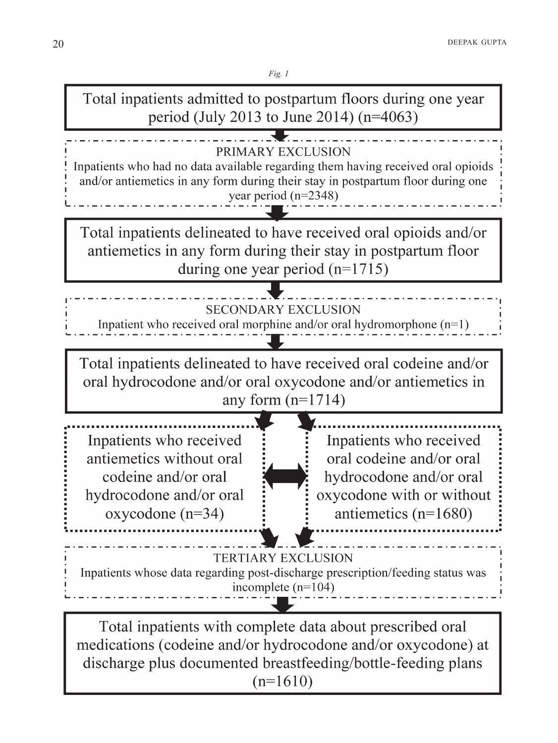*Fig. 1*

Total inpatients admitted to postpartum floors during one year period (July 2013 to June 2014) (n=4063)

PRIMARY EXCLUSION
Inpatients who had no data available regarding them having received oral opioids and/or antiemetics in any form during their stay in postpartum floor during one year period (n=2348)

Total inpatients delineated to have received oral opioids and/or antiemetics in any form during their stay in postpartum floor during one year period (n=1715)

SECONDARY EXCLUSION
Inpatient who received oral morphine and/or oral hydromorphone (n=1)

Total inpatients delineated to have received oral codeine and/or oral hydrocodone and/or oral oxycodone and/or antiemetics in any form (n=1714)

Inpatients who received antiemetics without oral codeine and/or oral hydrocodone and/or oral oxycodone (n=34)

Inpatients who received oral codeine and/or oral hydrocodone and/or oral oxycodone with or without antiemetics (n=1680)

TERTIARY EXCLUSION
Inpatients whose data regarding post-discharge prescription/feeding status was incomplete (n=104)

Total inpatients with complete data about prescribed oral medications (codeine and/or hydrocodone and/or oxycodone) at discharge plus documented breastfeeding/bottle-feeding plans (n=1610)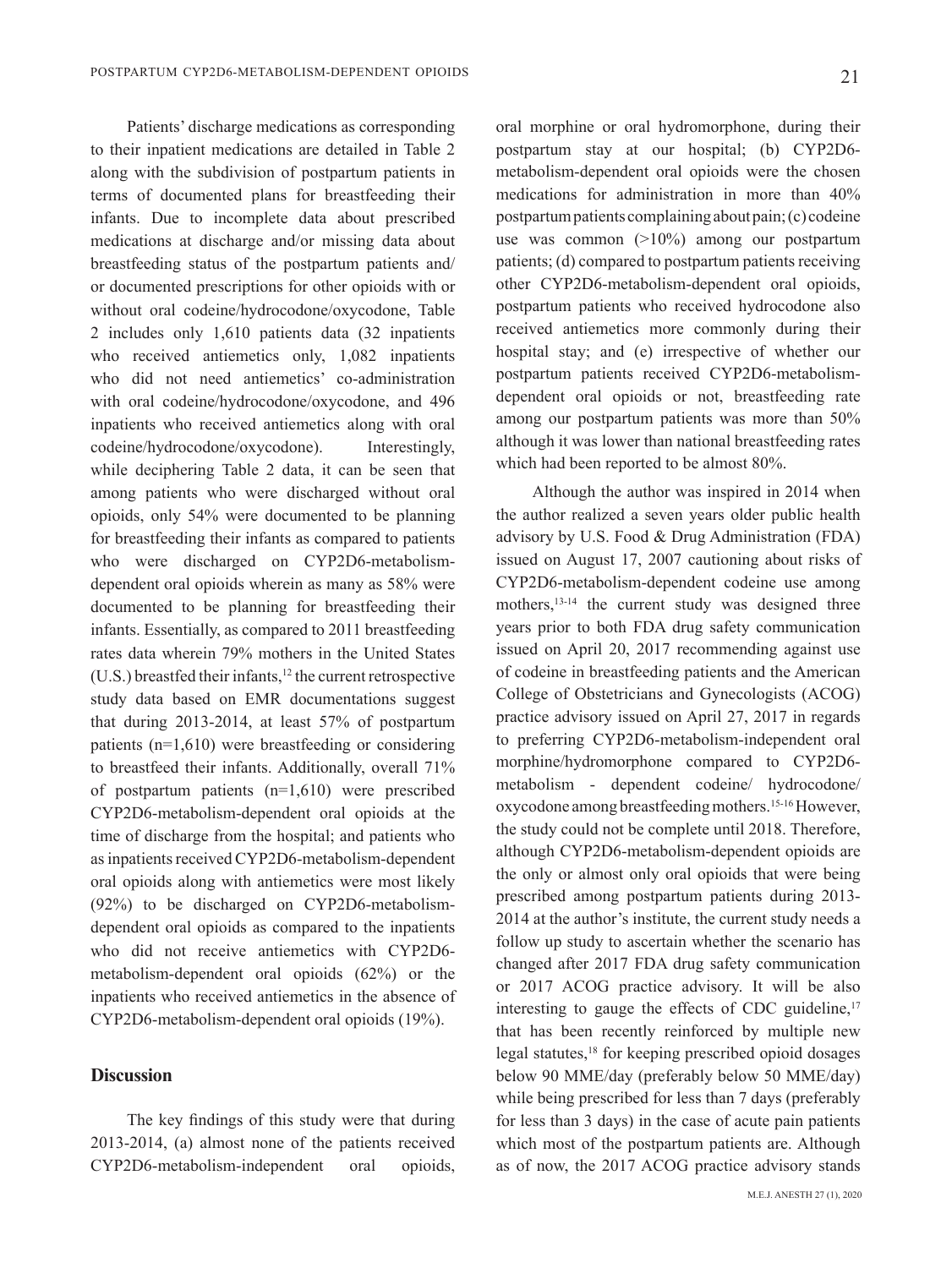Patients' discharge medications as corresponding to their inpatient medications are detailed in Table 2 along with the subdivision of postpartum patients in terms of documented plans for breastfeeding their infants. Due to incomplete data about prescribed medications at discharge and/or missing data about breastfeeding status of the postpartum patients and/or documented prescriptions for other opioids with or without oral codeine/hydrocodone/oxycodone, Table 2 includes only 1,610 patients data (32 inpatients who received antiemetics only, 1,082 inpatients who did not need antiemetics' co-administration with oral codeine/hydrocodone/oxycodone, and 496 inpatients who received antiemetics along with oral codeine/hydrocodone/oxycodone). Interestingly, while deciphering Table 2 data, it can be seen that among patients who were discharged without oral opioids, only 54% were documented to be planning for breastfeeding their infants as compared to patients who were discharged on CYP2D6-metabolism-dependent oral opioids wherein as many as 58% were documented to be planning for breastfeeding their infants. Essentially, as compared to 2011 breastfeeding rates data wherein 79% mothers in the United States (U.S.) breastfed their infants,[12] the current retrospective study data based on EMR documentations suggest that during 2013-2014, at least 57% of postpartum patients (n=1,610) were breastfeeding or considering to breastfeed their infants. Additionally, overall 71% of postpartum patients (n=1,610) were prescribed CYP2D6-metabolism-dependent oral opioids at the time of discharge from the hospital; and patients who as inpatients received CYP2D6-metabolism-dependent oral opioids along with antiemetics were most likely (92%) to be discharged on CYP2D6-metabolism-dependent oral opioids as compared to the inpatients who did not receive antiemetics with CYP2D6-metabolism-dependent oral opioids (62%) or the inpatients who received antiemetics in the absence of CYP2D6-metabolism-dependent oral opioids (19%).

## Discussion

The key findings of this study were that during 2013-2014, (a) almost none of the patients received CYP2D6-metabolism-independent oral opioids, oral morphine or oral hydromorphone, during their postpartum stay at our hospital; (b) CYP2D6-metabolism-dependent oral opioids were the chosen medications for administration in more than 40% postpartum patients complaining about pain; (c) codeine use was common (>10%) among our postpartum patients; (d) compared to postpartum patients receiving other CYP2D6-metabolism-dependent oral opioids, postpartum patients who received hydrocodone also received antiemetics more commonly during their hospital stay; and (e) irrespective of whether our postpartum patients received CYP2D6-metabolism-dependent oral opioids or not, breastfeeding rate among our postpartum patients was more than 50% although it was lower than national breastfeeding rates which had been reported to be almost 80%.

Although the author was inspired in 2014 when the author realized a seven years older public health advisory by U.S. Food & Drug Administration (FDA) issued on August 17, 2007 cautioning about risks of CYP2D6-metabolism-dependent codeine use among mothers,[13-14] the current study was designed three years prior to both FDA drug safety communication issued on April 20, 2017 recommending against use of codeine in breastfeeding patients and the American College of Obstetricians and Gynecologists (ACOG) practice advisory issued on April 27, 2017 in regards to preferring CYP2D6-metabolism-independent oral morphine/hydromorphone compared to CYP2D6-metabolism - dependent codeine/ hydrocodone/ oxycodone among breastfeeding mothers.[15-16] However, the study could not be complete until 2018. Therefore, although CYP2D6-metabolism-dependent opioids are the only or almost only oral opioids that were being prescribed among postpartum patients during 2013-2014 at the author's institute, the current study needs a follow up study to ascertain whether the scenario has changed after 2017 FDA drug safety communication or 2017 ACOG practice advisory. It will be also interesting to gauge the effects of CDC guideline,[17] that has been recently reinforced by multiple new legal statutes,[18] for keeping prescribed opioid dosages below 90 MME/day (preferably below 50 MME/day) while being prescribed for less than 7 days (preferably for less than 3 days) in the case of acute pain patients which most of the postpartum patients are. Although as of now, the 2017 ACOG practice advisory stands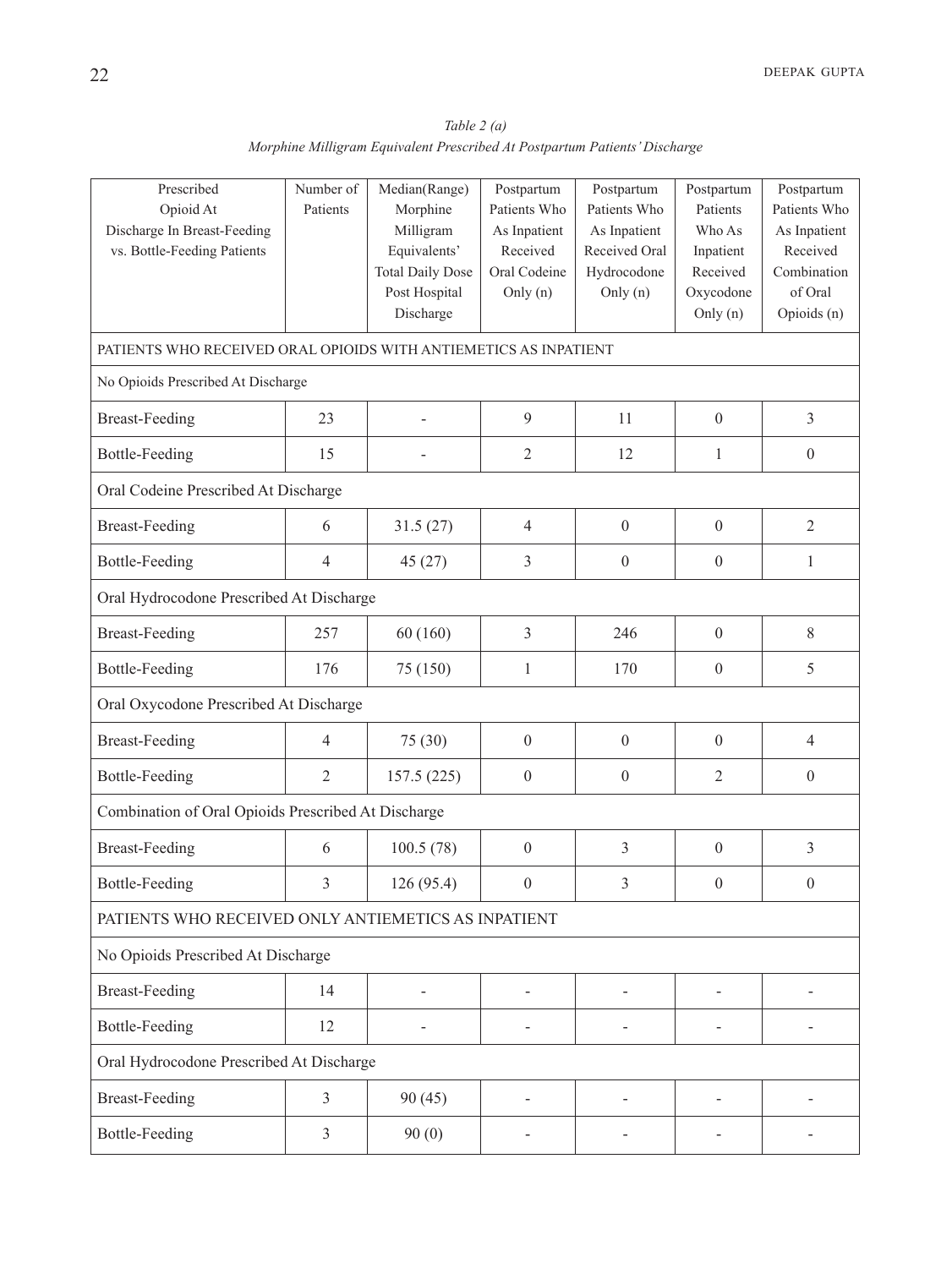*Table 2 (a)*
*Morphine Milligram Equivalent Prescribed At Postpartum Patients' Discharge*

| Prescribed Opioid At Discharge In Breast-Feeding vs. Bottle-Feeding Patients | Number of Patients | Median(Range) Morphine Milligram Equivalents' Total Daily Dose Post Hospital Discharge | Postpartum Patients Who As Inpatient Received Oral Codeine Only (n) | Postpartum Patients Who As Inpatient Received Oral Hydrocodone Only (n) | Postpartum Patients Who As Inpatient Received Oxycodone Only (n) | Postpartum Patients Who As Inpatient Received Combination of Oral Opioids (n) |
|---|---|---|---|---|---|---|
| PATIENTS WHO RECEIVED ORAL OPIOIDS WITH ANTIEMETICS AS INPATIENT | | | | | | |
| No Opioids Prescribed At Discharge | | | | | | |
| Breast-Feeding | 23 | - | 9 | 11 | 0 | 3 |
| Bottle-Feeding | 15 | - | 2 | 12 | 1 | 0 |
| Oral Codeine Prescribed At Discharge | | | | | | |
| Breast-Feeding | 6 | 31.5 (27) | 4 | 0 | 0 | 2 |
| Bottle-Feeding | 4 | 45 (27) | 3 | 0 | 0 | 1 |
| Oral Hydrocodone Prescribed At Discharge | | | | | | |
| Breast-Feeding | 257 | 60 (160) | 3 | 246 | 0 | 8 |
| Bottle-Feeding | 176 | 75 (150) | 1 | 170 | 0 | 5 |
| Oral Oxycodone Prescribed At Discharge | | | | | | |
| Breast-Feeding | 4 | 75 (30) | 0 | 0 | 0 | 4 |
| Bottle-Feeding | 2 | 157.5 (225) | 0 | 0 | 2 | 0 |
| Combination of Oral Opioids Prescribed At Discharge | | | | | | |
| Breast-Feeding | 6 | 100.5 (78) | 0 | 3 | 0 | 3 |
| Bottle-Feeding | 3 | 126 (95.4) | 0 | 3 | 0 | 0 |
| PATIENTS WHO RECEIVED ONLY ANTIEMETICS AS INPATIENT | | | | | | |
| No Opioids Prescribed At Discharge | | | | | | |
| Breast-Feeding | 14 | - | - | - | - | - |
| Bottle-Feeding | 12 | - | - | - | - | - |
| Oral Hydrocodone Prescribed At Discharge | | | | | | |
| Breast-Feeding | 3 | 90 (45) | - | - | - | - |
| Bottle-Feeding | 3 | 90 (0) | - | - | - | - |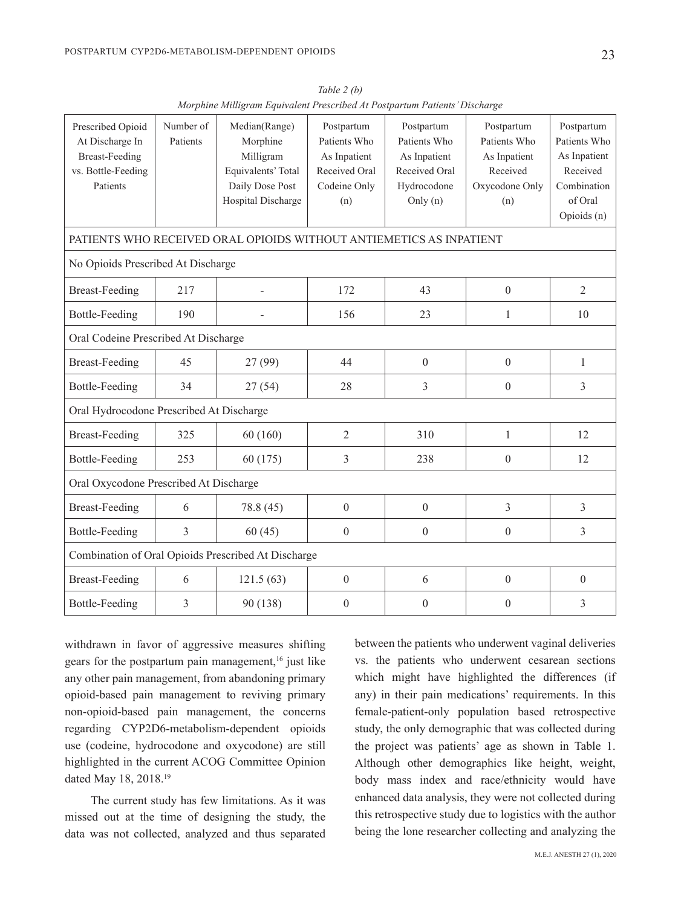*Table 2 (b)*
*Morphine Milligram Equivalent Prescribed At Postpartum Patients' Discharge*

| Prescribed Opioid At Discharge In Breast-Feeding vs. Bottle-Feeding Patients | Number of Patients | Median(Range) Morphine Milligram Equivalents' Total Daily Dose Post Hospital Discharge | Postpartum Patients Who As Inpatient Received Oral Codeine Only (n) | Postpartum Patients Who As Inpatient Received Oral Hydrocodone Only (n) | Postpartum Patients Who As Inpatient Received Oxycodone Only (n) | Postpartum Patients Who As Inpatient Received Combination of Oral Opioids (n) |
|---|---|---|---|---|---|---|
| PATIENTS WHO RECEIVED ORAL OPIOIDS WITHOUT ANTIEMETICS AS INPATIENT | | | | | | |
| No Opioids Prescribed At Discharge | | | | | | |
| Breast-Feeding | 217 | - | 172 | 43 | 0 | 2 |
| Bottle-Feeding | 190 | - | 156 | 23 | 1 | 10 |
| Oral Codeine Prescribed At Discharge | | | | | | |
| Breast-Feeding | 45 | 27 (99) | 44 | 0 | 0 | 1 |
| Bottle-Feeding | 34 | 27 (54) | 28 | 3 | 0 | 3 |
| Oral Hydrocodone Prescribed At Discharge | | | | | | |
| Breast-Feeding | 325 | 60 (160) | 2 | 310 | 1 | 12 |
| Bottle-Feeding | 253 | 60 (175) | 3 | 238 | 0 | 12 |
| Oral Oxycodone Prescribed At Discharge | | | | | | |
| Breast-Feeding | 6 | 78.8 (45) | 0 | 0 | 3 | 3 |
| Bottle-Feeding | 3 | 60 (45) | 0 | 0 | 0 | 3 |
| Combination of Oral Opioids Prescribed At Discharge | | | | | | |
| Breast-Feeding | 6 | 121.5 (63) | 0 | 6 | 0 | 0 |
| Bottle-Feeding | 3 | 90 (138) | 0 | 0 | 0 | 3 |

withdrawn in favor of aggressive measures shifting gears for the postpartum pain management,[16] just like any other pain management, from abandoning primary opioid-based pain management to reviving primary non-opioid-based pain management, the concerns regarding CYP2D6-metabolism-dependent opioids use (codeine, hydrocodone and oxycodone) are still highlighted in the current ACOG Committee Opinion dated May 18, 2018.[19]

The current study has few limitations. As it was missed out at the time of designing the study, the data was not collected, analyzed and thus separated between the patients who underwent vaginal deliveries vs. the patients who underwent cesarean sections which might have highlighted the differences (if any) in their pain medications' requirements. In this female-patient-only population based retrospective study, the only demographic that was collected during the project was patients' age as shown in Table 1. Although other demographics like height, weight, body mass index and race/ethnicity would have enhanced data analysis, they were not collected during this retrospective study due to logistics with the author being the lone researcher collecting and analyzing the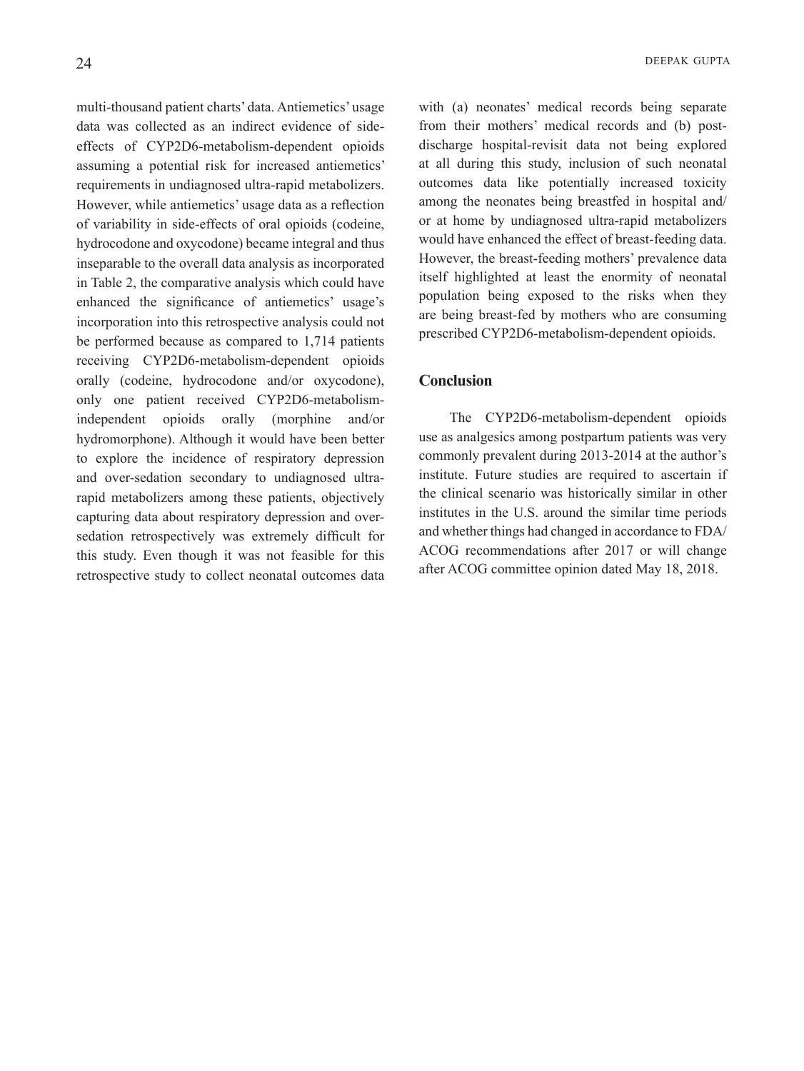multi-thousand patient charts' data. Antiemetics' usage data was collected as an indirect evidence of side-effects of CYP2D6-metabolism-dependent opioids assuming a potential risk for increased antiemetics' requirements in undiagnosed ultra-rapid metabolizers. However, while antiemetics' usage data as a reflection of variability in side-effects of oral opioids (codeine, hydrocodone and oxycodone) became integral and thus inseparable to the overall data analysis as incorporated in Table 2, the comparative analysis which could have enhanced the significance of antiemetics' usage's incorporation into this retrospective analysis could not be performed because as compared to 1,714 patients receiving CYP2D6-metabolism-dependent opioids orally (codeine, hydrocodone and/or oxycodone), only one patient received CYP2D6-metabolism-independent opioids orally (morphine and/or hydromorphone). Although it would have been better to explore the incidence of respiratory depression and over-sedation secondary to undiagnosed ultra-rapid metabolizers among these patients, objectively capturing data about respiratory depression and over-sedation retrospectively was extremely difficult for this study. Even though it was not feasible for this retrospective study to collect neonatal outcomes data with (a) neonates' medical records being separate from their mothers' medical records and (b) post-discharge hospital-revisit data not being explored at all during this study, inclusion of such neonatal outcomes data like potentially increased toxicity among the neonates being breastfed in hospital and/or at home by undiagnosed ultra-rapid metabolizers would have enhanced the effect of breast-feeding data. However, the breast-feeding mothers' prevalence data itself highlighted at least the enormity of neonatal population being exposed to the risks when they are being breast-fed by mothers who are consuming prescribed CYP2D6-metabolism-dependent opioids.

## Conclusion

The CYP2D6-metabolism-dependent opioids use as analgesics among postpartum patients was very commonly prevalent during 2013-2014 at the author's institute. Future studies are required to ascertain if the clinical scenario was historically similar in other institutes in the U.S. around the similar time periods and whether things had changed in accordance to FDA/ACOG recommendations after 2017 or will change after ACOG committee opinion dated May 18, 2018.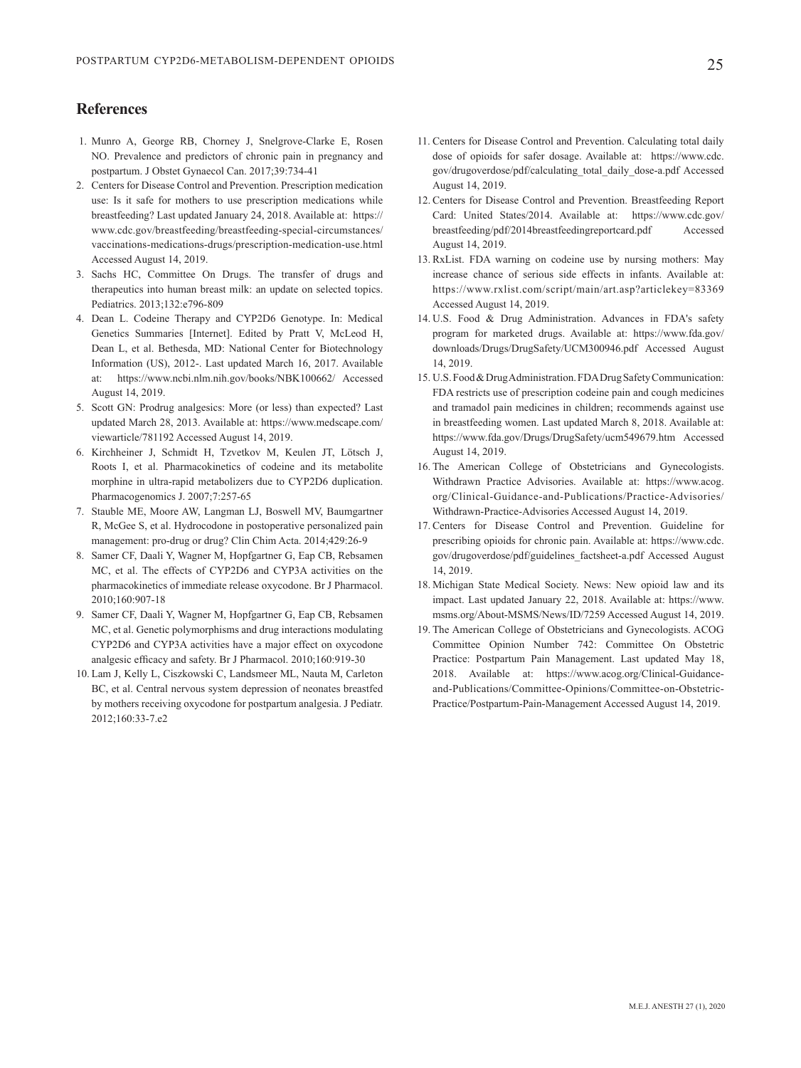## References

1. Munro A, George RB, Chorney J, Snelgrove-Clarke E, Rosen NO. Prevalence and predictors of chronic pain in pregnancy and postpartum. J Obstet Gynaecol Can. 2017;39:734-41
2. Centers for Disease Control and Prevention. Prescription medication use: Is it safe for mothers to use prescription medications while breastfeeding? Last updated January 24, 2018. Available at: https://www.cdc.gov/breastfeeding/breastfeeding-special-circumstances/vaccinations-medications-drugs/prescription-medication-use.html Accessed August 14, 2019.
3. Sachs HC, Committee On Drugs. The transfer of drugs and therapeutics into human breast milk: an update on selected topics. Pediatrics. 2013;132:e796-809
4. Dean L. Codeine Therapy and CYP2D6 Genotype. In: Medical Genetics Summaries [Internet]. Edited by Pratt V, McLeod H, Dean L, et al. Bethesda, MD: National Center for Biotechnology Information (US), 2012-. Last updated March 16, 2017. Available at: https://www.ncbi.nlm.nih.gov/books/NBK100662/ Accessed August 14, 2019.
5. Scott GN: Prodrug analgesics: More (or less) than expected? Last updated March 28, 2013. Available at: https://www.medscape.com/viewarticle/781192 Accessed August 14, 2019.
6. Kirchheiner J, Schmidt H, Tzvetkov M, Keulen JT, Lötsch J, Roots I, et al. Pharmacokinetics of codeine and its metabolite morphine in ultra-rapid metabolizers due to CYP2D6 duplication. Pharmacogenomics J. 2007;7:257-65
7. Stauble ME, Moore AW, Langman LJ, Boswell MV, Baumgartner R, McGee S, et al. Hydrocodone in postoperative personalized pain management: pro-drug or drug? Clin Chim Acta. 2014;429:26-9
8. Samer CF, Daali Y, Wagner M, Hopfgartner G, Eap CB, Rebsamen MC, et al. The effects of CYP2D6 and CYP3A activities on the pharmacokinetics of immediate release oxycodone. Br J Pharmacol. 2010;160:907-18
9. Samer CF, Daali Y, Wagner M, Hopfgartner G, Eap CB, Rebsamen MC, et al. Genetic polymorphisms and drug interactions modulating CYP2D6 and CYP3A activities have a major effect on oxycodone analgesic efficacy and safety. Br J Pharmacol. 2010;160:919-30
10. Lam J, Kelly L, Ciszkowski C, Landsmeer ML, Nauta M, Carleton BC, et al. Central nervous system depression of neonates breastfed by mothers receiving oxycodone for postpartum analgesia. J Pediatr. 2012;160:33-7.e2
11. Centers for Disease Control and Prevention. Calculating total daily dose of opioids for safer dosage. Available at: https://www.cdc.gov/drugoverdose/pdf/calculating_total_daily_dose-a.pdf Accessed August 14, 2019.
12. Centers for Disease Control and Prevention. Breastfeeding Report Card: United States/2014. Available at: https://www.cdc.gov/breastfeeding/pdf/2014breastfeedingreportcard.pdf Accessed August 14, 2019.
13. RxList. FDA warning on codeine use by nursing mothers: May increase chance of serious side effects in infants. Available at: https://www.rxlist.com/script/main/art.asp?articlekey=83369 Accessed August 14, 2019.
14. U.S. Food & Drug Administration. Advances in FDA's safety program for marketed drugs. Available at: https://www.fda.gov/downloads/Drugs/DrugSafety/UCM300946.pdf Accessed August 14, 2019.
15. U.S. Food & Drug Administration. FDA Drug Safety Communication: FDA restricts use of prescription codeine pain and cough medicines and tramadol pain medicines in children; recommends against use in breastfeeding women. Last updated March 8, 2018. Available at: https://www.fda.gov/Drugs/DrugSafety/ucm549679.htm Accessed August 14, 2019.
16. The American College of Obstetricians and Gynecologists. Withdrawn Practice Advisories. Available at: https://www.acog.org/Clinical-Guidance-and-Publications/Practice-Advisories/Withdrawn-Practice-Advisories Accessed August 14, 2019.
17. Centers for Disease Control and Prevention. Guideline for prescribing opioids for chronic pain. Available at: https://www.cdc.gov/drugoverdose/pdf/guidelines_factsheet-a.pdf Accessed August 14, 2019.
18. Michigan State Medical Society. News: New opioid law and its impact. Last updated January 22, 2018. Available at: https://www.msms.org/About-MSMS/News/ID/7259 Accessed August 14, 2019.
19. The American College of Obstetricians and Gynecologists. ACOG Committee Opinion Number 742: Committee On Obstetric Practice: Postpartum Pain Management. Last updated May 18, 2018. Available at: https://www.acog.org/Clinical-Guidance-and-Publications/Committee-Opinions/Committee-on-Obstetric-Practice/Postpartum-Pain-Management Accessed August 14, 2019.